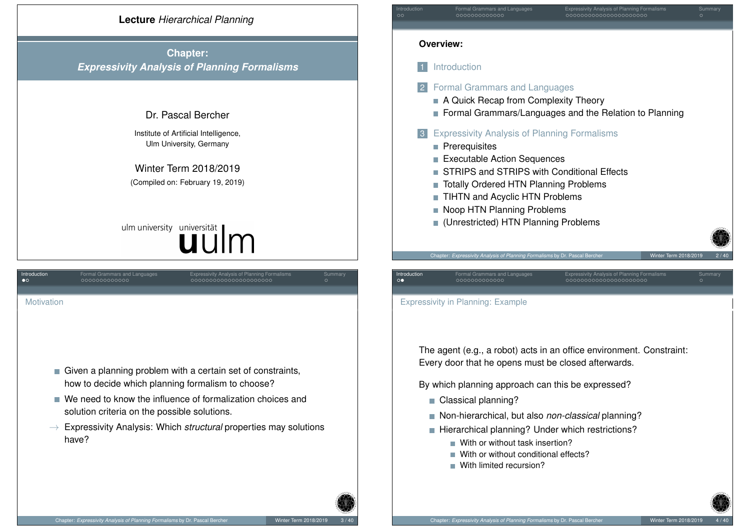**Lecture** *Hierarchical Planning*

# Chapter: *Expressivity Analysis of Planning Formalisms*

Dr. Pascal Bercher

Institute of Artificial Intelligence,
Ulm University, Germany

Winter Term 2018/2019

(Compiled on: February 19, 2019)

ulm university universität uulm

## Overview:

1. Introduction
2. Formal Grammars and Languages
   - A Quick Recap from Complexity Theory
   - Formal Grammars/Languages and the Relation to Planning
3. Expressivity Analysis of Planning Formalisms
   - Prerequisites
   - Executable Action Sequences
   - STRIPS and STRIPS with Conditional Effects
   - Totally Ordered HTN Planning Problems
   - TIHTN and Acyclic HTN Problems
   - Noop HTN Planning Problems
   - (Unrestricted) HTN Planning Problems

## Motivation

- Given a planning problem with a certain set of constraints, how to decide which planning formalism to choose?
- We need to know the influence of formalization choices and solution criteria on the possible solutions.

→ Expressivity Analysis: Which *structural* properties may solutions have?

## Expressivity in Planning: Example

The agent (e.g., a robot) acts in an office environment. Constraint: Every door that he opens must be closed afterwards.

By which planning approach can this be expressed?

- Classical planning?
- Non-hierarchical, but also *non-classical* planning?
- Hierarchical planning? Under which restrictions?
  - With or without task insertion?
  - With or without conditional effects?
  - With limited recursion?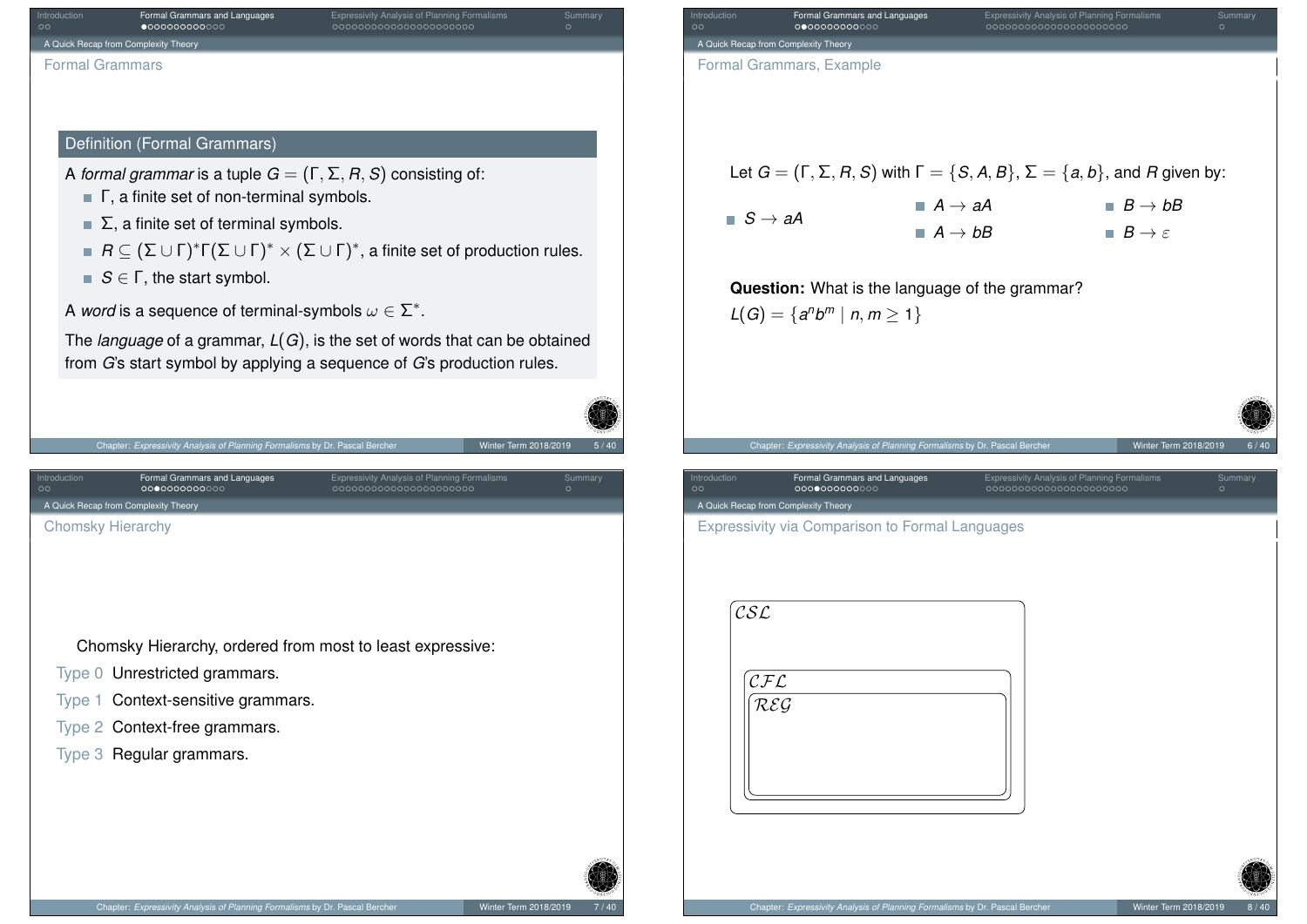## Formal Grammars

**Definition (Formal Grammars)**

A *formal grammar* is a tuple $G = (\Gamma, \Sigma, R, S)$ consisting of:

- $\Gamma$, a finite set of non-terminal symbols.
- $\Sigma$, a finite set of terminal symbols.
- $R \subseteq (\Sigma \cup \Gamma)^*\Gamma(\Sigma \cup \Gamma)^* \times (\Sigma \cup \Gamma)^*$, a finite set of production rules.
- $S \in \Gamma$, the start symbol.

A *word* is a sequence of terminal-symbols $\omega \in \Sigma^*$.

The *language* of a grammar, $L(G)$, is the set of words that can be obtained from $G$'s start symbol by applying a sequence of $G$'s production rules.

## Formal Grammars, Example

Let $G = (\Gamma, \Sigma, R, S)$ with $\Gamma = \{S, A, B\}$, $\Sigma = \{a, b\}$, and $R$ given by:

- $S \to aA$
- $A \to aA$
- $A \to bB$
- $B \to bB$
- $B \to \varepsilon$

**Question:** What is the language of the grammar?

$L(G) = \{a^n b^m \mid n, m \geq 1\}$

## Chomsky Hierarchy

Chomsky Hierarchy, ordered from most to least expressive:

- Type 0 Unrestricted grammars.
- Type 1 Context-sensitive grammars.
- Type 2 Context-free grammars.
- Type 3 Regular grammars.

## Expressivity via Comparison to Formal Languages

$\mathcal{CSL}$ ⊃ $\mathcal{CFL}$ ⊃ $\mathcal{REG}$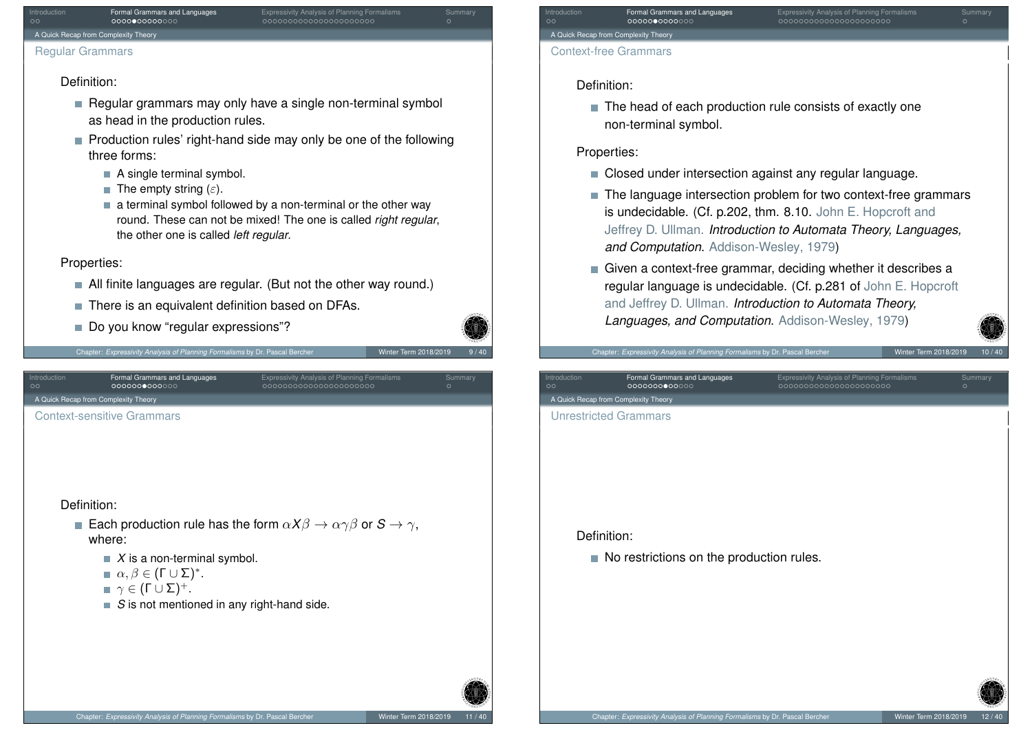## Regular Grammars

Definition:

- Regular grammars may only have a single non-terminal symbol as head in the production rules.
- Production rules' right-hand side may only be one of the following three forms:
  - A single terminal symbol.
  - The empty string ($\varepsilon$).
  - a terminal symbol followed by a non-terminal or the other way round. These can not be mixed! The one is called *right regular*, the other one is called *left regular*.

Properties:

- All finite languages are regular. (But not the other way round.)
- There is an equivalent definition based on DFAs.
- Do you know "regular expressions"?

## Context-free Grammars

Definition:

- The head of each production rule consists of exactly one non-terminal symbol.

Properties:

- Closed under intersection against any regular language.
- The language intersection problem for two context-free grammars is undecidable. (Cf. p.202, thm. 8.10. John E. Hopcroft and Jeffrey D. Ullman. *Introduction to Automata Theory, Languages, and Computation*. Addison-Wesley, 1979)
- Given a context-free grammar, deciding whether it describes a regular language is undecidable. (Cf. p.281 of John E. Hopcroft and Jeffrey D. Ullman. *Introduction to Automata Theory, Languages, and Computation*. Addison-Wesley, 1979)

## Context-sensitive Grammars

Definition:

- Each production rule has the form $\alpha X \beta \rightarrow \alpha \gamma \beta$ or $S \rightarrow \gamma$, where:
  - $X$ is a non-terminal symbol.
  - $\alpha, \beta \in (\Gamma \cup \Sigma)^*$.
  - $\gamma \in (\Gamma \cup \Sigma)^+$.
  - $S$ is not mentioned in any right-hand side.

## Unrestricted Grammars

Definition:

- No restrictions on the production rules.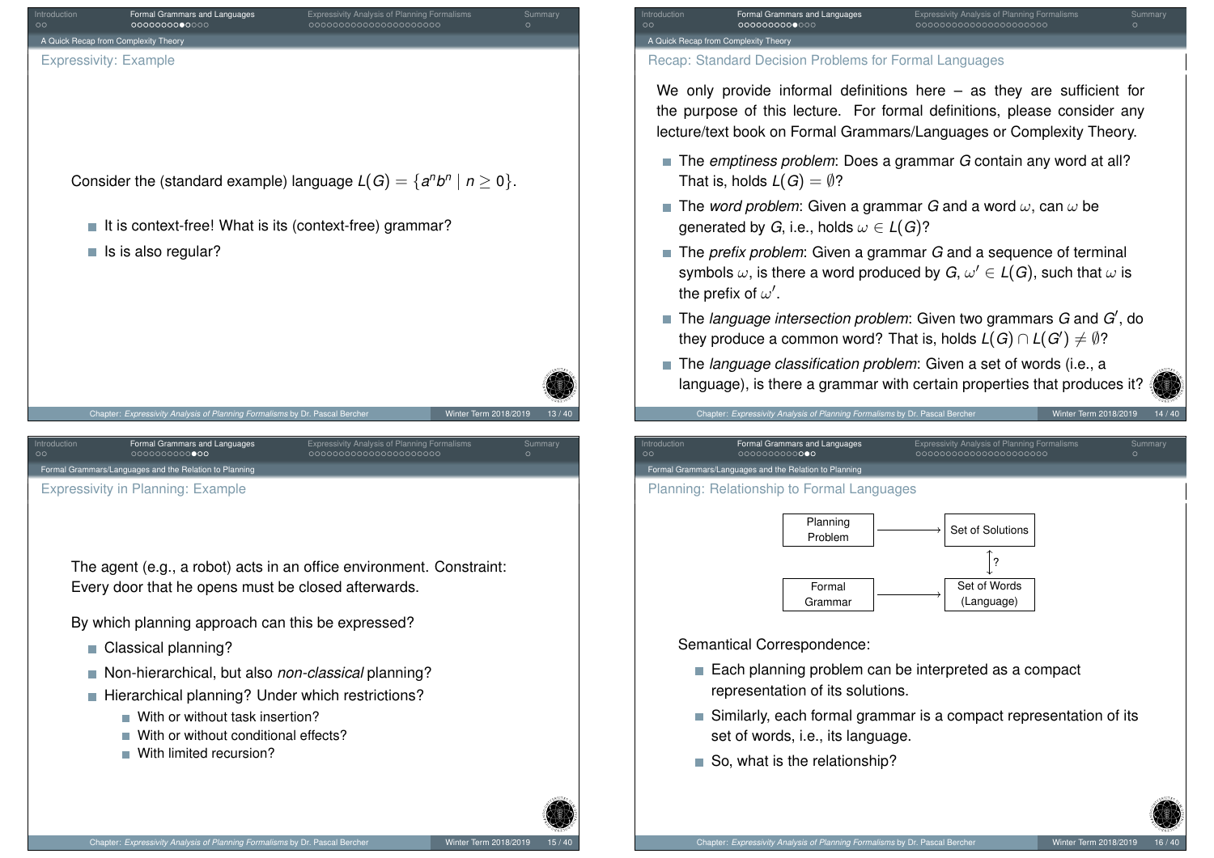## Expressivity: Example

Consider the (standard example) language $L(G) = \{a^n b^n \mid n \geq 0\}$.

- It is context-free! What is its (context-free) grammar?
- Is is also regular?

## Recap: Standard Decision Problems for Formal Languages

We only provide informal definitions here – as they are sufficient for the purpose of this lecture. For formal definitions, please consider any lecture/text book on Formal Grammars/Languages or Complexity Theory.

- The *emptiness problem*: Does a grammar $G$ contain any word at all? That is, holds $L(G) = \emptyset$?
- The *word problem*: Given a grammar $G$ and a word $\omega$, can $\omega$ be generated by $G$, i.e., holds $\omega \in L(G)$?
- The *prefix problem*: Given a grammar $G$ and a sequence of terminal symbols $\omega$, is there a word produced by $G$, $\omega' \in L(G)$, such that $\omega$ is the prefix of $\omega'$.
- The *language intersection problem*: Given two grammars $G$ and $G'$, do they produce a common word? That is, holds $L(G) \cap L(G') \neq \emptyset$?
- The *language classification problem*: Given a set of words (i.e., a language), is there a grammar with certain properties that produces it?

## Expressivity in Planning: Example

The agent (e.g., a robot) acts in an office environment. Constraint: Every door that he opens must be closed afterwards.

By which planning approach can this be expressed?

- Classical planning?
- Non-hierarchical, but also *non-classical* planning?
- Hierarchical planning? Under which restrictions?
  - With or without task insertion?
  - With or without conditional effects?
  - With limited recursion?

## Planning: Relationship to Formal Languages

Planning Problem → Set of Solutions

↕ ?

Formal Grammar → Set of Words (Language)

Semantical Correspondence:

- Each planning problem can be interpreted as a compact representation of its solutions.
- Similarly, each formal grammar is a compact representation of its set of words, i.e., its language.
- So, what is the relationship?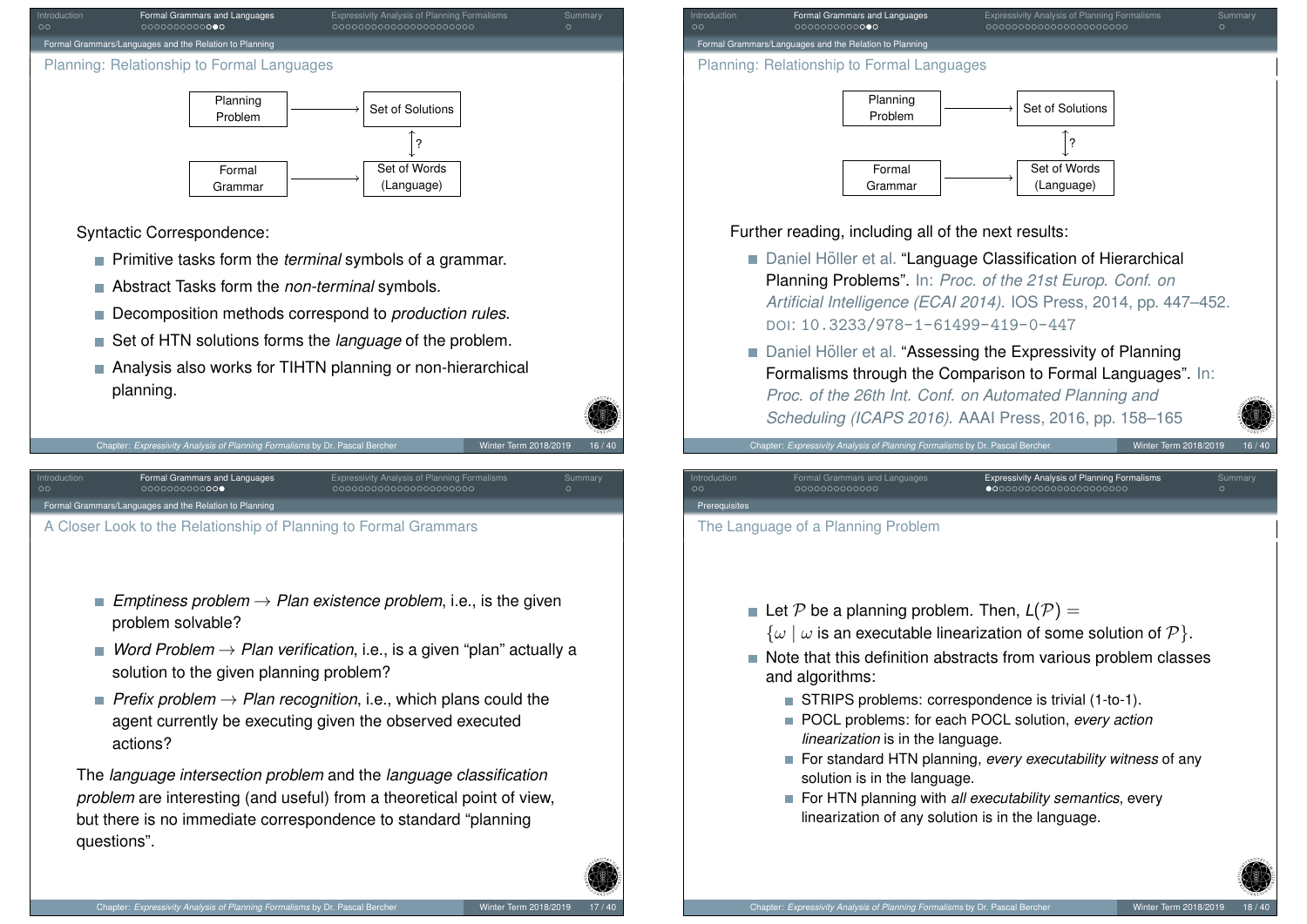## Planning: Relationship to Formal Languages

Planning Problem → Set of Solutions

↕ ?

Formal Grammar → Set of Words (Language)

Syntactic Correspondence:

- Primitive tasks form the *terminal* symbols of a grammar.
- Abstract Tasks form the *non-terminal* symbols.
- Decomposition methods correspond to *production rules*.
- Set of HTN solutions forms the *language* of the problem.
- Analysis also works for TIHTN planning or non-hierarchical planning.

## Planning: Relationship to Formal Languages

Planning Problem → Set of Solutions

↕ ?

Formal Grammar → Set of Words (Language)

Further reading, including all of the next results:

- Daniel Höller et al. “Language Classification of Hierarchical Planning Problems”. In: *Proc. of the 21st Europ. Conf. on Artificial Intelligence (ECAI 2014)*. IOS Press, 2014, pp. 447–452. DOI: 10.3233/978-1-61499-419-0-447
- Daniel Höller et al. “Assessing the Expressivity of Planning Formalisms through the Comparison to Formal Languages”. In: *Proc. of the 26th Int. Conf. on Automated Planning and Scheduling (ICAPS 2016)*. AAAI Press, 2016, pp. 158–165

## A Closer Look to the Relationship of Planning to Formal Grammars

- *Emptiness problem* → *Plan existence problem*, i.e., is the given problem solvable?
- *Word Problem* → *Plan verification*, i.e., is a given “plan” actually a solution to the given planning problem?
- *Prefix problem* → *Plan recognition*, i.e., which plans could the agent currently be executing given the observed executed actions?

The *language intersection problem* and the *language classification problem* are interesting (and useful) from a theoretical point of view, but there is no immediate correspondence to standard “planning questions”.

## The Language of a Planning Problem

- Let $\mathcal{P}$ be a planning problem. Then, $L(\mathcal{P}) = \{\omega \mid \omega \text{ is an executable linearization of some solution of } \mathcal{P}\}$.
- Note that this definition abstracts from various problem classes and algorithms:
  - STRIPS problems: correspondence is trivial (1-to-1).
  - POCL problems: for each POCL solution, *every action linearization* is in the language.
  - For standard HTN planning, *every executability witness* of any solution is in the language.
  - For HTN planning with *all executability semantics*, every linearization of any solution is in the language.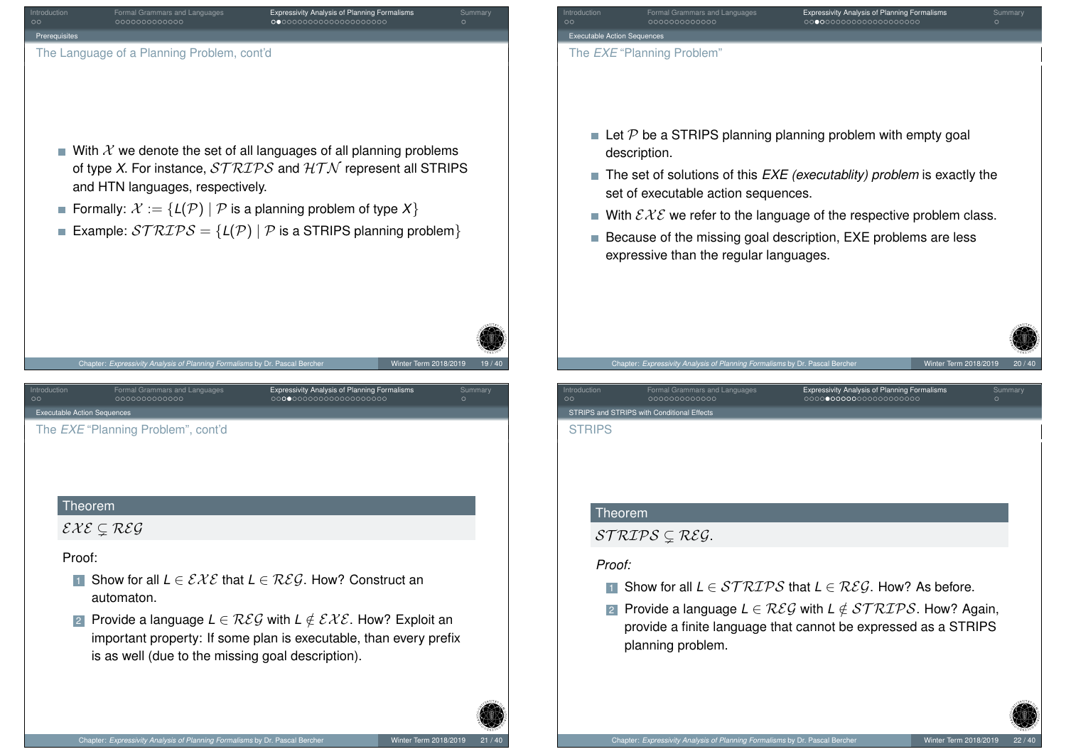## The Language of a Planning Problem, cont'd

- With $\mathcal{X}$ we denote the set of all languages of all planning problems of type $X$. For instance, $\mathcal{STRIPS}$ and $\mathcal{HTN}$ represent all STRIPS and HTN languages, respectively.
- Formally: $\mathcal{X} := \{L(\mathcal{P}) \mid \mathcal{P}$ is a planning problem of type $X\}$
- Example: $\mathcal{STRIPS} = \{L(\mathcal{P}) \mid \mathcal{P}$ is a STRIPS planning problem$\}$

## The *EXE* "Planning Problem"

- Let $\mathcal{P}$ be a STRIPS planning planning problem with empty goal description.
- The set of solutions of this *EXE (executablity) problem* is exactly the set of executable action sequences.
- With $\mathcal{EXE}$ we refer to the language of the respective problem class.
- Because of the missing goal description, EXE problems are less expressive than the regular languages.

## The *EXE* "Planning Problem", cont'd

**Theorem**

$\mathcal{EXE} \subsetneq \mathcal{REG}$

Proof:

1. Show for all $L \in \mathcal{EXE}$ that $L \in \mathcal{REG}$. How? Construct an automaton.
2. Provide a language $L \in \mathcal{REG}$ with $L \notin \mathcal{EXE}$. How? Exploit an important property: If some plan is executable, than every prefix is as well (due to the missing goal description).

## STRIPS

**Theorem**

$\mathcal{STRIPS} \subsetneq \mathcal{REG}$.

*Proof:*

1. Show for all $L \in \mathcal{STRIPS}$ that $L \in \mathcal{REG}$. How? As before.
2. Provide a language $L \in \mathcal{REG}$ with $L \notin \mathcal{STRIPS}$. How? Again, provide a finite language that cannot be expressed as a STRIPS planning problem.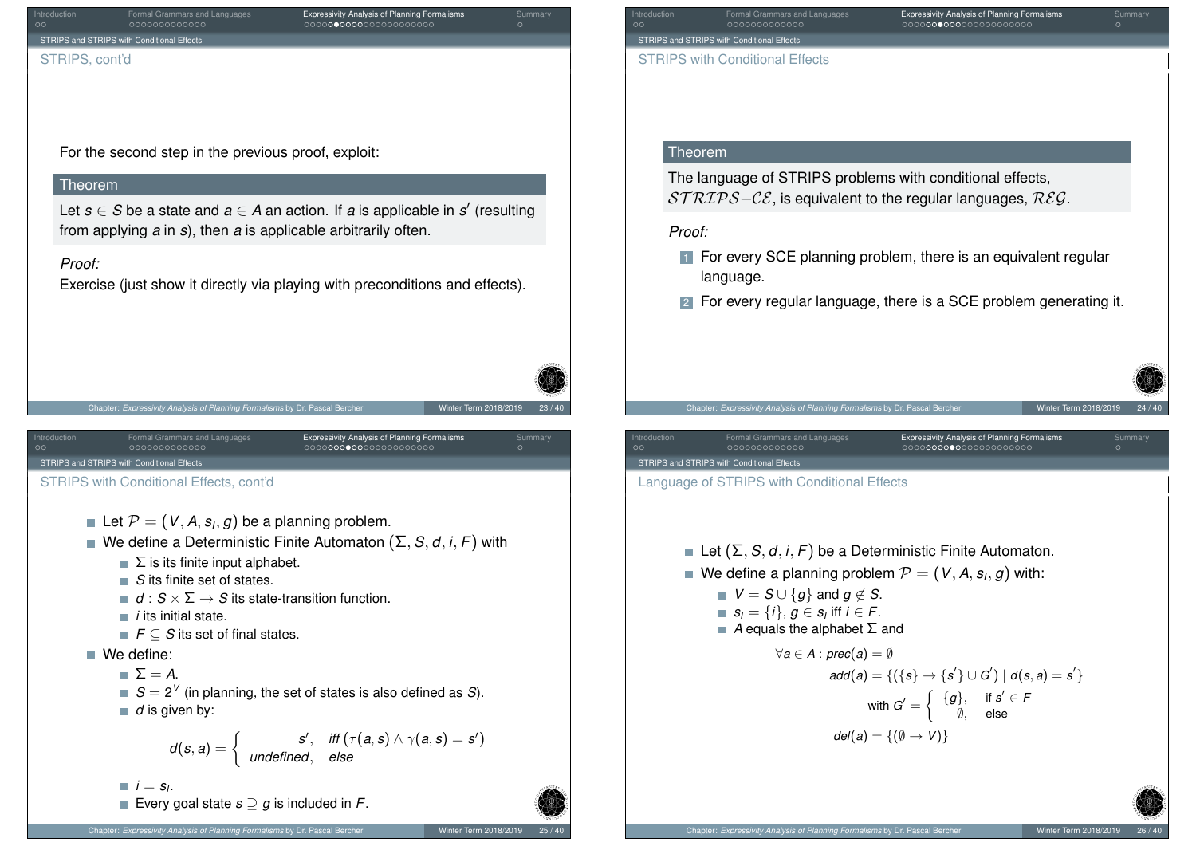## STRIPS, cont'd

For the second step in the previous proof, exploit:

**Theorem**

Let $s \in S$ be a state and $a \in A$ an action. If $a$ is applicable in $s'$ (resulting from applying $a$ in $s$), then $a$ is applicable arbitrarily often.

*Proof:*

Exercise (just show it directly via playing with preconditions and effects).

## STRIPS with Conditional Effects

**Theorem**

The language of STRIPS problems with conditional effects, $\mathcal{STRIPS{-}CE}$, is equivalent to the regular languages, $\mathcal{REG}$.

*Proof:*

1. For every SCE planning problem, there is an equivalent regular language.
2. For every regular language, there is a SCE problem generating it.

## STRIPS with Conditional Effects, cont'd

- Let $\mathcal{P} = (V, A, s_I, g)$ be a planning problem.
- We define a Deterministic Finite Automaton $(\Sigma, S, d, i, F)$ with
  - $\Sigma$ is its finite input alphabet.
  - $S$ its finite set of states.
  - $d : S \times \Sigma \to S$ its state-transition function.
  - $i$ its initial state.
  - $F \subseteq S$ its set of final states.
- We define:
  - $\Sigma = A$.
  - $S = 2^V$ (in planning, the set of states is also defined as $S$).
  - $d$ is given by:

$$d(s, a) = \begin{cases} s', & \textit{iff } (\tau(a, s) \wedge \gamma(a, s) = s') \\ \textit{undefined}, & \textit{else} \end{cases}$$

  - $i = s_I$.
  - Every goal state $s \supseteq g$ is included in $F$.

## Language of STRIPS with Conditional Effects

- Let $(\Sigma, S, d, i, F)$ be a Deterministic Finite Automaton.
- We define a planning problem $\mathcal{P} = (V, A, s_I, g)$ with:
  - $V = S \cup \{g\}$ and $g \notin S$.
  - $s_I = \{i\}$, $g \in s_I$ iff $i \in F$.
  - $A$ equals the alphabet $\Sigma$ and

$$\forall a \in A : prec(a) = \emptyset$$

$$add(a) = \{(\{s\} \to \{s'\} \cup G') \mid d(s, a) = s'\}$$

$$\text{with } G' = \begin{cases} \{g\}, & \text{if } s' \in F \\ \emptyset, & \text{else} \end{cases}$$

$$del(a) = \{(\emptyset \to V)\}$$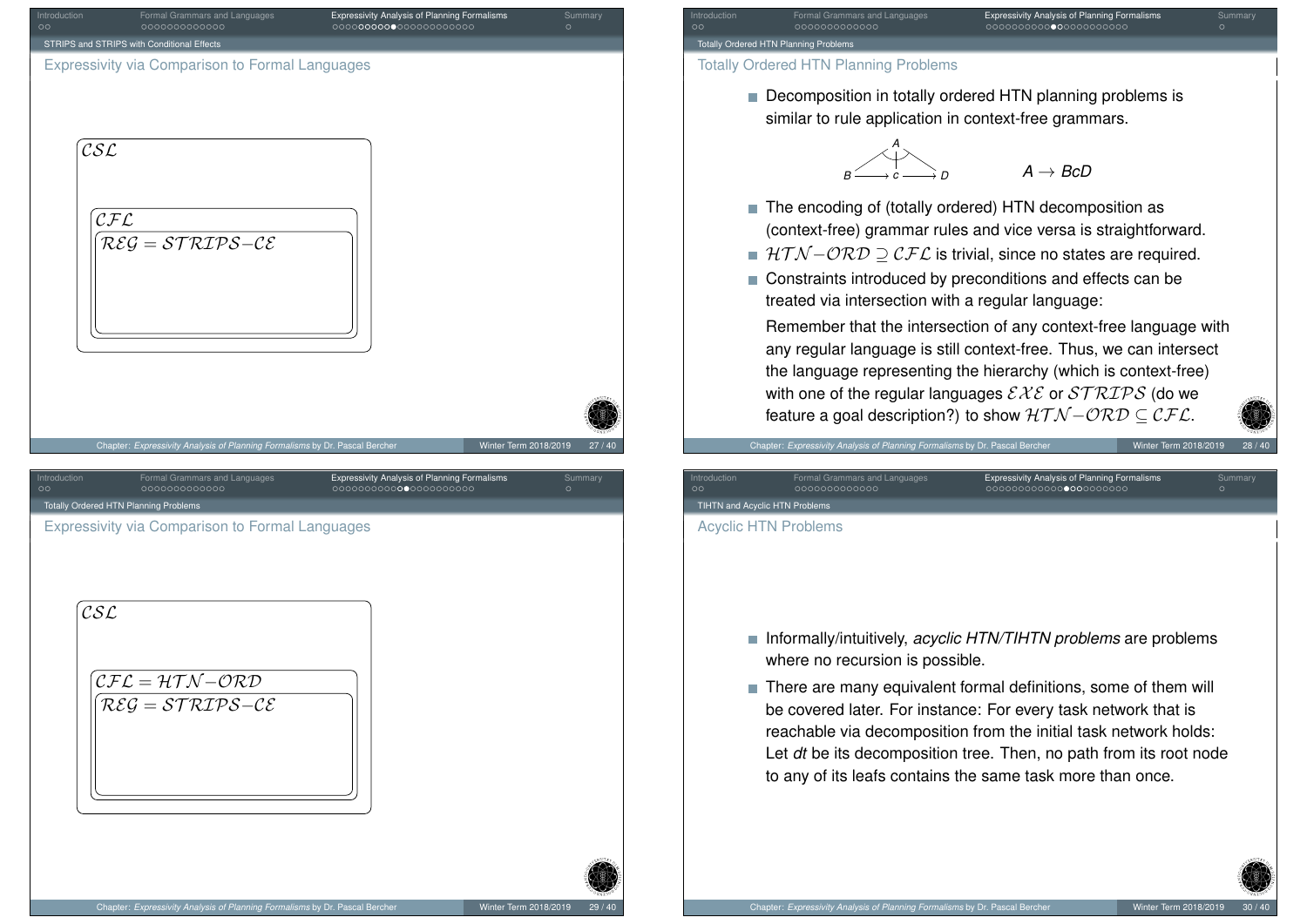## Expressivity via Comparison to Formal Languages

$\mathcal{CSL}$

$\mathcal{CFL}$

$\mathcal{REG} = \mathcal{STRIPS}\text{–}\mathcal{CE}$

## Totally Ordered HTN Planning Problems

- Decomposition in totally ordered HTN planning problems is similar to rule application in context-free grammars.

$$A \to BcD$$

- The encoding of (totally ordered) HTN decomposition as (context-free) grammar rules and vice versa is straightforward.
- $\mathcal{HTN}\text{–}\mathcal{ORD} \supseteq \mathcal{CFL}$ is trivial, since no states are required.
- Constraints introduced by preconditions and effects can be treated via intersection with a regular language:

  Remember that the intersection of any context-free language with any regular language is still context-free. Thus, we can intersect the language representing the hierarchy (which is context-free) with one of the regular languages $\mathcal{EXE}$ or $\mathcal{STRIPS}$ (do we feature a goal description?) to show $\mathcal{HTN}\text{–}\mathcal{ORD} \subseteq \mathcal{CFL}$.

## Expressivity via Comparison to Formal Languages

$\mathcal{CSL}$

$\mathcal{CFL} = \mathcal{HTN}\text{–}\mathcal{ORD}$

$\mathcal{REG} = \mathcal{STRIPS}\text{–}\mathcal{CE}$

## Acyclic HTN Problems

- Informally/intuitively, *acyclic HTN/TIHTN problems* are problems where no recursion is possible.
- There are many equivalent formal definitions, some of them will be covered later. For instance: For every task network that is reachable via decomposition from the initial task network holds: Let *dt* be its decomposition tree. Then, no path from its root node to any of its leafs contains the same task more than once.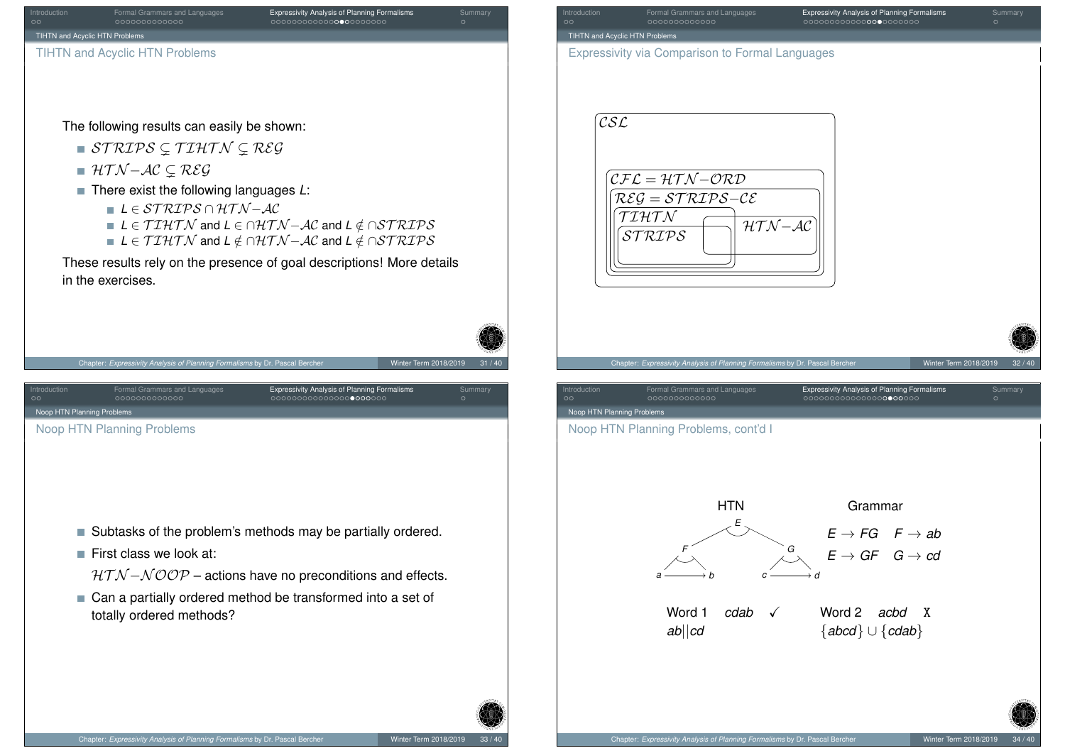## TIHTN and Acyclic HTN Problems

The following results can easily be shown:

- $\mathcal{STRIPS} \subsetneq \mathcal{TIHTN} \subsetneq \mathcal{REG}$
- $\mathcal{HTN}{-}\mathcal{AC} \subsetneq \mathcal{REG}$
- There exist the following languages $L$:
  - $L \in \mathcal{STRIPS} \cap \mathcal{HTN}{-}\mathcal{AC}$
  - $L \in \mathcal{TIHTN}$ and $L \in \cap\mathcal{HTN}{-}\mathcal{AC}$ and $L \notin \cap\mathcal{STRIPS}$
  - $L \in \mathcal{TIHTN}$ and $L \notin \cap\mathcal{HTN}{-}\mathcal{AC}$ and $L \notin \cap\mathcal{STRIPS}$

These results rely on the presence of goal descriptions! More details in the exercises.

## Expressivity via Comparison to Formal Languages

- $\mathcal{CSL}$
  - $\mathcal{CFL} = \mathcal{HTN}{-}\mathcal{ORD}$
    - $\mathcal{REG} = \mathcal{STRIPS}{-}\mathcal{CE}$
      - $\mathcal{TIHTN}$
        - $\mathcal{STRIPS}$
      - $\mathcal{HTN}{-}\mathcal{AC}$ (overlapping $\mathcal{TIHTN}$ and $\mathcal{STRIPS}$)

## Noop HTN Planning Problems

- Subtasks of the problem's methods may be partially ordered.
- First class we look at:

  $\mathcal{HTN}{-}\mathcal{NOOP}$ – actions have no preconditions and effects.
- Can a partially ordered method be transformed into a set of totally ordered methods?

## Noop HTN Planning Problems, cont'd I

HTN: $E$ decomposes into $F$ and $G$ (unordered); $F$ decomposes into $a \rightarrow b$; $G$ decomposes into $c \rightarrow d$.

Grammar:

$E \rightarrow FG \quad F \rightarrow ab$

$E \rightarrow GF \quad G \rightarrow cd$

Word 1 $\quad cdab \quad$ ✓

$ab||cd$

Word 2 $\quad acbd \quad$ ✗

$\{abcd\} \cup \{cdab\}$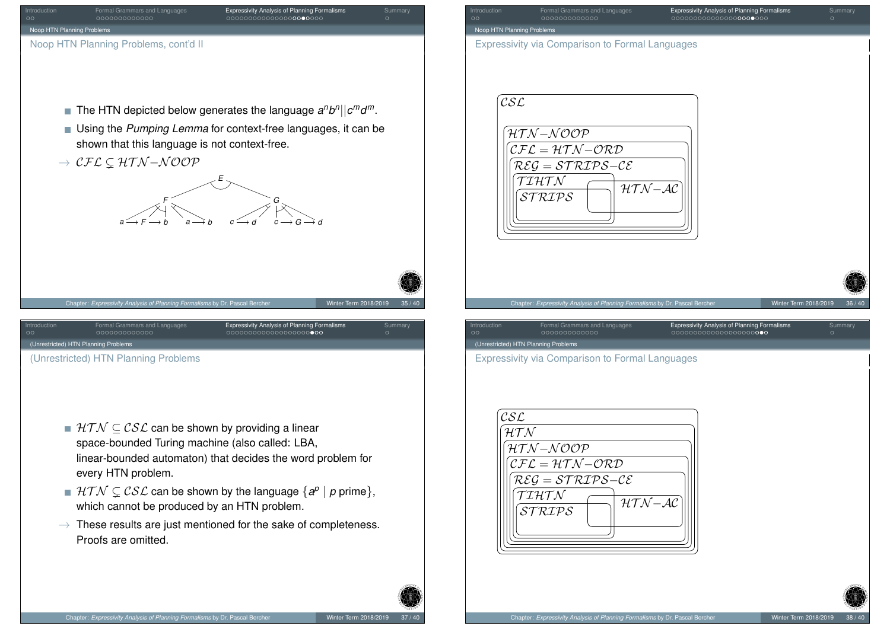## Noop HTN Planning Problems, cont'd II

- The HTN depicted below generates the language $a^n b^n || c^m d^m$.
- Using the *Pumping Lemma* for context-free languages, it can be shown that this language is not context-free.

$\rightarrow$ $\mathcal{CFL} \subsetneq \mathcal{HTN}\text{–}\mathcal{NOOP}$

E → F, G

F → $a \longrightarrow F \longrightarrow b$ | $a \longrightarrow b$

G → $c \longrightarrow d$ | $c \longrightarrow G \longrightarrow d$

## Expressivity via Comparison to Formal Languages

$\mathcal{CSL}$ ⊃ $\mathcal{HTN}\text{–}\mathcal{NOOP}$ ⊃ $\mathcal{CFL} = \mathcal{HTN}\text{–}\mathcal{ORD}$ ⊃ $\mathcal{REG} = \mathcal{STRIPS}\text{–}\mathcal{CE}$ ⊃ $\mathcal{TIHTN}$, $\mathcal{HTN}\text{–}\mathcal{AC}$; $\mathcal{TIHTN}$ ⊃ $\mathcal{STRIPS}$

## (Unrestricted) HTN Planning Problems

- $\mathcal{HTN} \subseteq \mathcal{CSL}$ can be shown by providing a linear space-bounded Turing machine (also called: LBA, linear-bounded automaton) that decides the word problem for every HTN problem.
- $\mathcal{HTN} \subsetneq \mathcal{CSL}$ can be shown by the language $\{a^p \mid p \text{ prime}\}$, which cannot be produced by an HTN problem.

$\rightarrow$ These results are just mentioned for the sake of completeness. Proofs are omitted.

## Expressivity via Comparison to Formal Languages

$\mathcal{CSL}$ ⊃ $\mathcal{HTN}$ ⊃ $\mathcal{HTN}\text{–}\mathcal{NOOP}$ ⊃ $\mathcal{CFL} = \mathcal{HTN}\text{–}\mathcal{ORD}$ ⊃ $\mathcal{REG} = \mathcal{STRIPS}\text{–}\mathcal{CE}$ ⊃ $\mathcal{TIHTN}$, $\mathcal{HTN}\text{–}\mathcal{AC}$; $\mathcal{TIHTN}$ ⊃ $\mathcal{STRIPS}$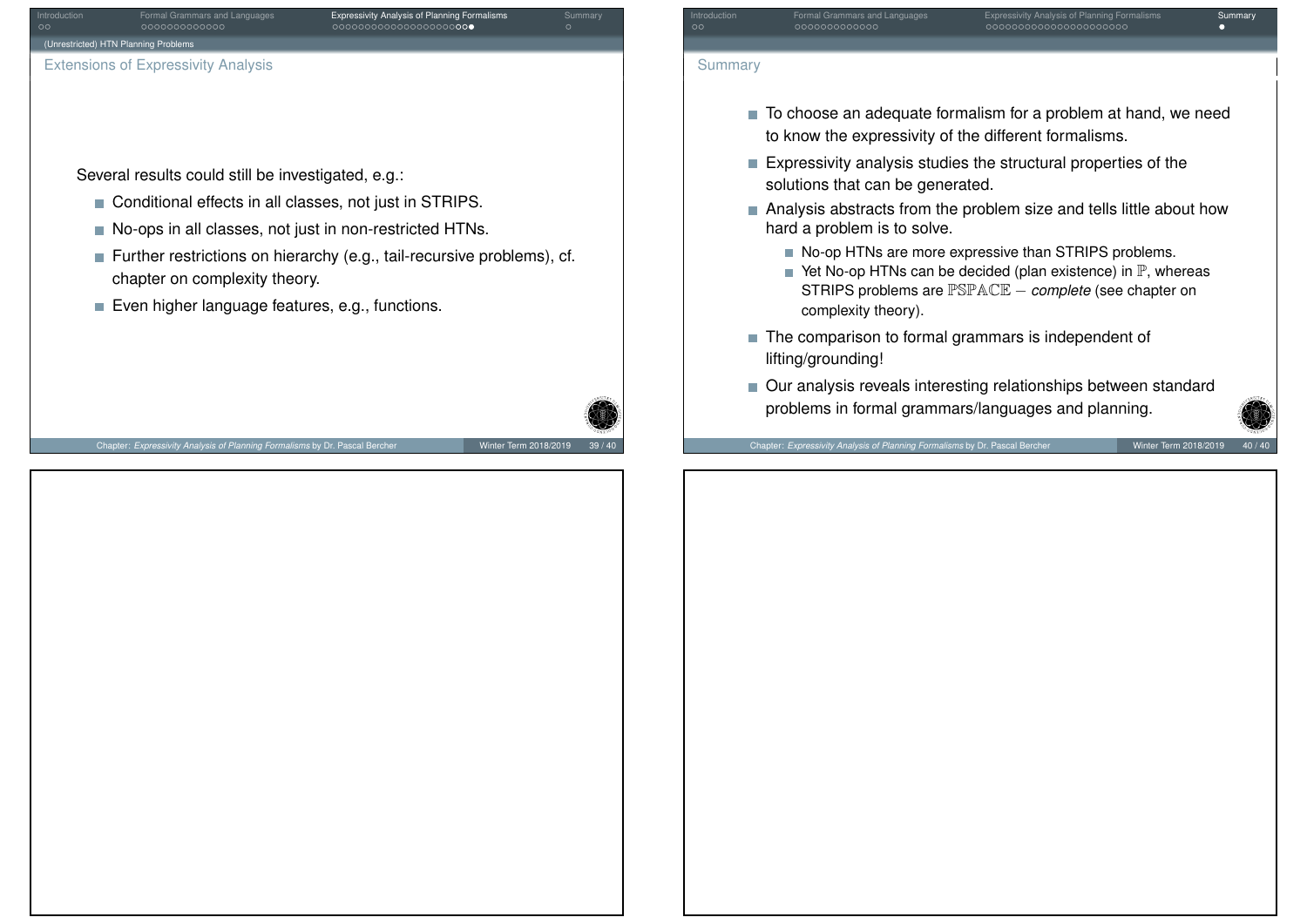## Extensions of Expressivity Analysis

Several results could still be investigated, e.g.:

- Conditional effects in all classes, not just in STRIPS.
- No-ops in all classes, not just in non-restricted HTNs.
- Further restrictions on hierarchy (e.g., tail-recursive problems), cf. chapter on complexity theory.
- Even higher language features, e.g., functions.

## Summary

- To choose an adequate formalism for a problem at hand, we need to know the expressivity of the different formalisms.
- Expressivity analysis studies the structural properties of the solutions that can be generated.
- Analysis abstracts from the problem size and tells little about how hard a problem is to solve.
  - No-op HTNs are more expressive than STRIPS problems.
  - Yet No-op HTNs can be decided (plan existence) in $\mathbb{P}$, whereas STRIPS problems are $\mathbb{PSPACE}-$*complete* (see chapter on complexity theory).
- The comparison to formal grammars is independent of lifting/grounding!
- Our analysis reveals interesting relationships between standard problems in formal grammars/languages and planning.